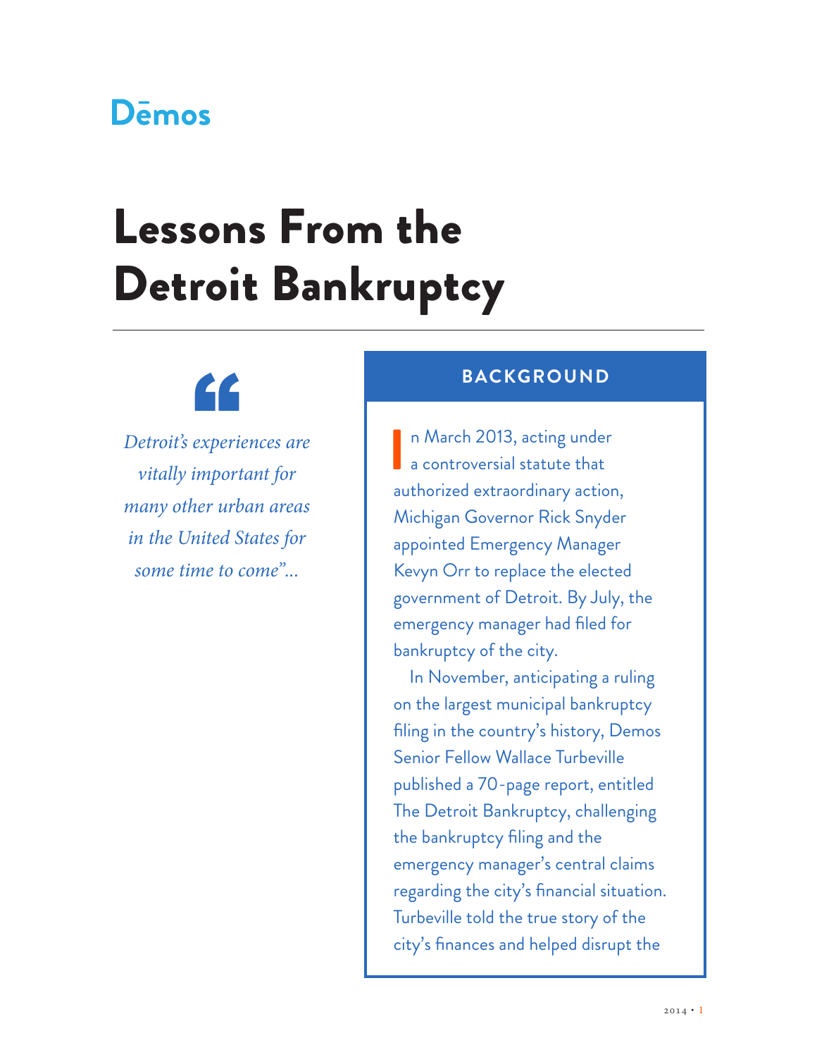Dēmos

# Lessons From the Detroit Bankruptcy

> *Detroit's experiences are vitally important for many other urban areas in the United States for some time to come"...*

## BACKGROUND

In March 2013, acting under a controversial statute that authorized extraordinary action, Michigan Governor Rick Snyder appointed Emergency Manager Kevyn Orr to replace the elected government of Detroit. By July, the emergency manager had filed for bankruptcy of the city.

In November, anticipating a ruling on the largest municipal bankruptcy filing in the country's history, Demos Senior Fellow Wallace Turbeville published a 70-page report, entitled The Detroit Bankruptcy, challenging the bankruptcy filing and the emergency manager's central claims regarding the city's financial situation. Turbeville told the true story of the city's finances and helped disrupt the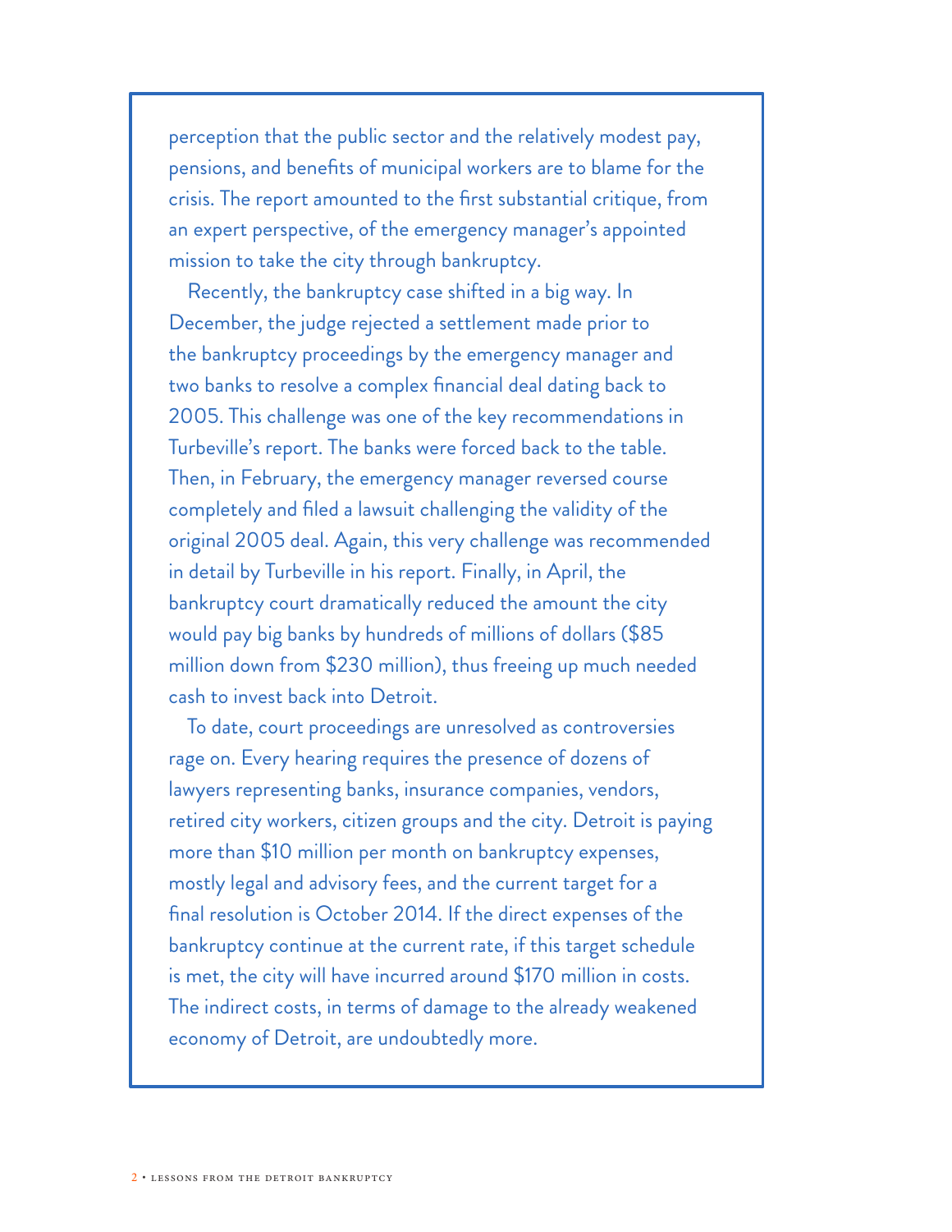perception that the public sector and the relatively modest pay, pensions, and benefits of municipal workers are to blame for the crisis. The report amounted to the first substantial critique, from an expert perspective, of the emergency manager's appointed mission to take the city through bankruptcy.

Recently, the bankruptcy case shifted in a big way. In December, the judge rejected a settlement made prior to the bankruptcy proceedings by the emergency manager and two banks to resolve a complex financial deal dating back to 2005. This challenge was one of the key recommendations in Turbeville's report. The banks were forced back to the table. Then, in February, the emergency manager reversed course completely and filed a lawsuit challenging the validity of the original 2005 deal. Again, this very challenge was recommended in detail by Turbeville in his report. Finally, in April, the bankruptcy court dramatically reduced the amount the city would pay big banks by hundreds of millions of dollars ($85 million down from $230 million), thus freeing up much needed cash to invest back into Detroit.

To date, court proceedings are unresolved as controversies rage on. Every hearing requires the presence of dozens of lawyers representing banks, insurance companies, vendors, retired city workers, citizen groups and the city. Detroit is paying more than $10 million per month on bankruptcy expenses, mostly legal and advisory fees, and the current target for a final resolution is October 2014. If the direct expenses of the bankruptcy continue at the current rate, if this target schedule is met, the city will have incurred around $170 million in costs. The indirect costs, in terms of damage to the already weakened economy of Detroit, are undoubtedly more.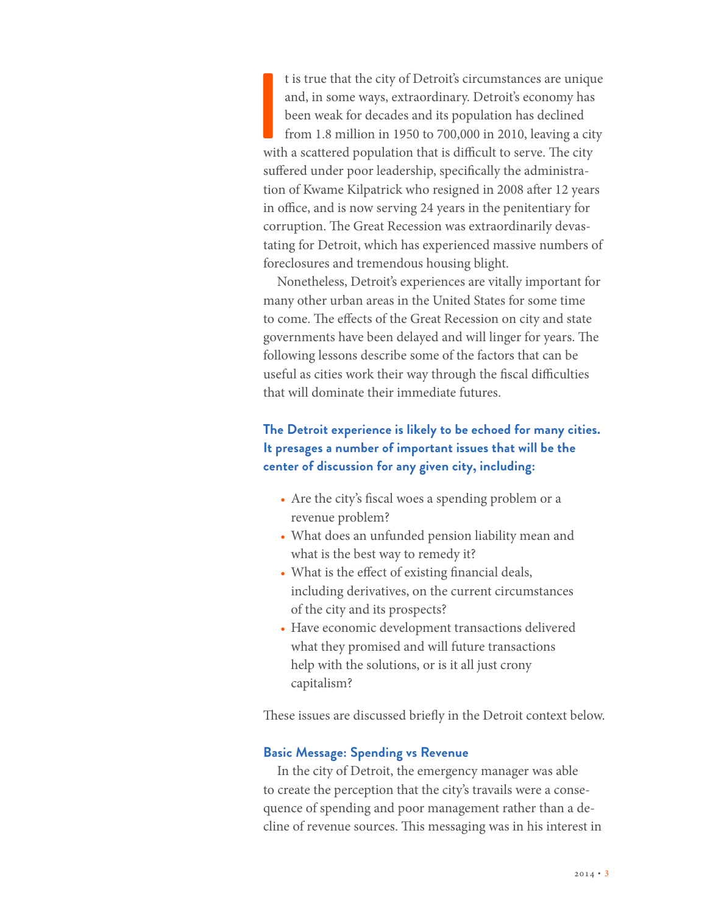It is true that the city of Detroit's circumstances are unique and, in some ways, extraordinary. Detroit's economy has been weak for decades and its population has declined from 1.8 million in 1950 to 700,000 in 2010, leaving a city with a scattered population that is difficult to serve. The city suffered under poor leadership, specifically the administration of Kwame Kilpatrick who resigned in 2008 after 12 years in office, and is now serving 24 years in the penitentiary for corruption. The Great Recession was extraordinarily devastating for Detroit, which has experienced massive numbers of foreclosures and tremendous housing blight.

Nonetheless, Detroit's experiences are vitally important for many other urban areas in the United States for some time to come. The effects of the Great Recession on city and state governments have been delayed and will linger for years. The following lessons describe some of the factors that can be useful as cities work their way through the fiscal difficulties that will dominate their immediate futures.

**The Detroit experience is likely to be echoed for many cities. It presages a number of important issues that will be the center of discussion for any given city, including:**

- Are the city's fiscal woes a spending problem or a revenue problem?
- What does an unfunded pension liability mean and what is the best way to remedy it?
- What is the effect of existing financial deals, including derivatives, on the current circumstances of the city and its prospects?
- Have economic development transactions delivered what they promised and will future transactions help with the solutions, or is it all just crony capitalism?

These issues are discussed briefly in the Detroit context below.

### Basic Message: Spending vs Revenue

In the city of Detroit, the emergency manager was able to create the perception that the city's travails were a consequence of spending and poor management rather than a decline of revenue sources. This messaging was in his interest in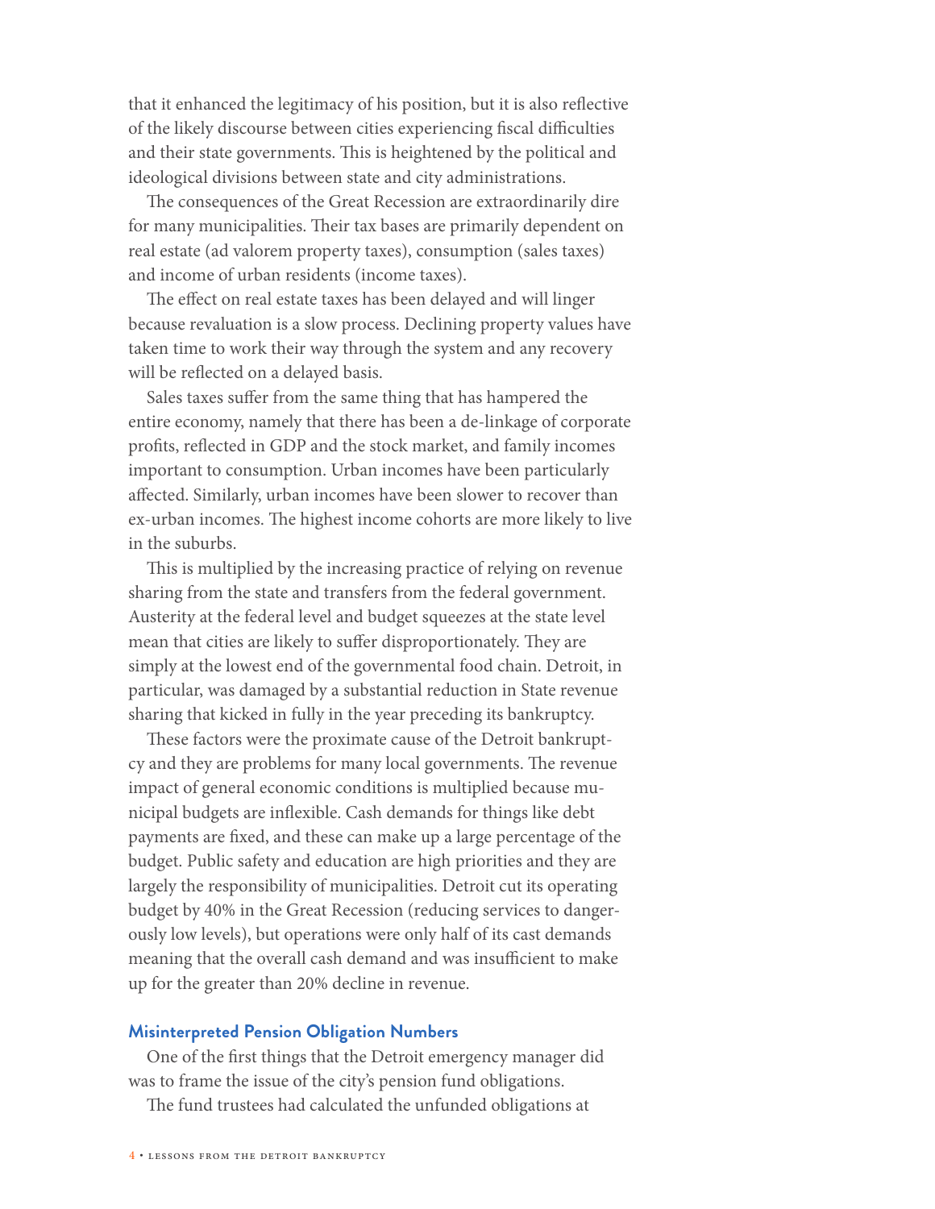that it enhanced the legitimacy of his position, but it is also reflective of the likely discourse between cities experiencing fiscal difficulties and their state governments. This is heightened by the political and ideological divisions between state and city administrations.

The consequences of the Great Recession are extraordinarily dire for many municipalities. Their tax bases are primarily dependent on real estate (ad valorem property taxes), consumption (sales taxes) and income of urban residents (income taxes).

The effect on real estate taxes has been delayed and will linger because revaluation is a slow process. Declining property values have taken time to work their way through the system and any recovery will be reflected on a delayed basis.

Sales taxes suffer from the same thing that has hampered the entire economy, namely that there has been a de-linkage of corporate profits, reflected in GDP and the stock market, and family incomes important to consumption. Urban incomes have been particularly affected. Similarly, urban incomes have been slower to recover than ex-urban incomes. The highest income cohorts are more likely to live in the suburbs.

This is multiplied by the increasing practice of relying on revenue sharing from the state and transfers from the federal government. Austerity at the federal level and budget squeezes at the state level mean that cities are likely to suffer disproportionately. They are simply at the lowest end of the governmental food chain. Detroit, in particular, was damaged by a substantial reduction in State revenue sharing that kicked in fully in the year preceding its bankruptcy.

These factors were the proximate cause of the Detroit bankruptcy and they are problems for many local governments. The revenue impact of general economic conditions is multiplied because municipal budgets are inflexible. Cash demands for things like debt payments are fixed, and these can make up a large percentage of the budget. Public safety and education are high priorities and they are largely the responsibility of municipalities. Detroit cut its operating budget by 40% in the Great Recession (reducing services to dangerously low levels), but operations were only half of its cast demands meaning that the overall cash demand and was insufficient to make up for the greater than 20% decline in revenue.

### Misinterpreted Pension Obligation Numbers

One of the first things that the Detroit emergency manager did was to frame the issue of the city's pension fund obligations.

The fund trustees had calculated the unfunded obligations at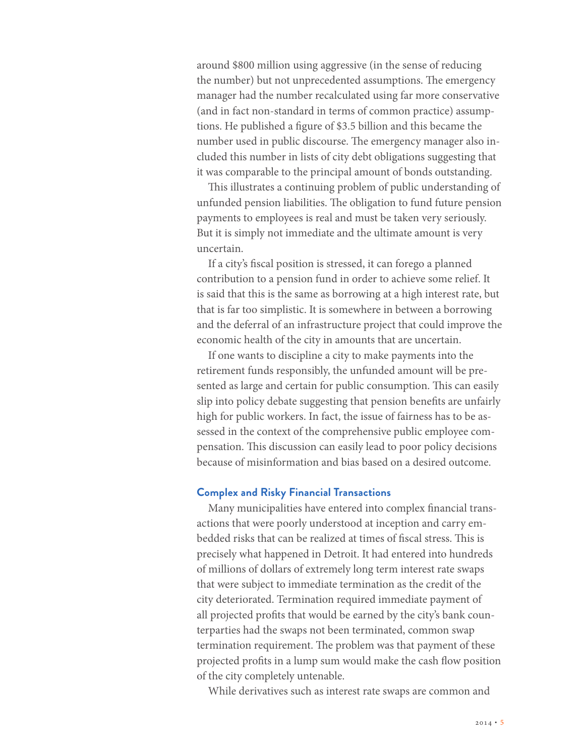around $800 million using aggressive (in the sense of reducing the number) but not unprecedented assumptions. The emergency manager had the number recalculated using far more conservative (and in fact non-standard in terms of common practice) assumptions. He published a figure of $3.5 billion and this became the number used in public discourse. The emergency manager also included this number in lists of city debt obligations suggesting that it was comparable to the principal amount of bonds outstanding.

This illustrates a continuing problem of public understanding of unfunded pension liabilities. The obligation to fund future pension payments to employees is real and must be taken very seriously. But it is simply not immediate and the ultimate amount is very uncertain.

If a city's fiscal position is stressed, it can forego a planned contribution to a pension fund in order to achieve some relief. It is said that this is the same as borrowing at a high interest rate, but that is far too simplistic. It is somewhere in between a borrowing and the deferral of an infrastructure project that could improve the economic health of the city in amounts that are uncertain.

If one wants to discipline a city to make payments into the retirement funds responsibly, the unfunded amount will be presented as large and certain for public consumption. This can easily slip into policy debate suggesting that pension benefits are unfairly high for public workers. In fact, the issue of fairness has to be assessed in the context of the comprehensive public employee compensation. This discussion can easily lead to poor policy decisions because of misinformation and bias based on a desired outcome.

### Complex and Risky Financial Transactions

Many municipalities have entered into complex financial transactions that were poorly understood at inception and carry embedded risks that can be realized at times of fiscal stress. This is precisely what happened in Detroit. It had entered into hundreds of millions of dollars of extremely long term interest rate swaps that were subject to immediate termination as the credit of the city deteriorated. Termination required immediate payment of all projected profits that would be earned by the city's bank counterparties had the swaps not been terminated, common swap termination requirement. The problem was that payment of these projected profits in a lump sum would make the cash flow position of the city completely untenable.

While derivatives such as interest rate swaps are common and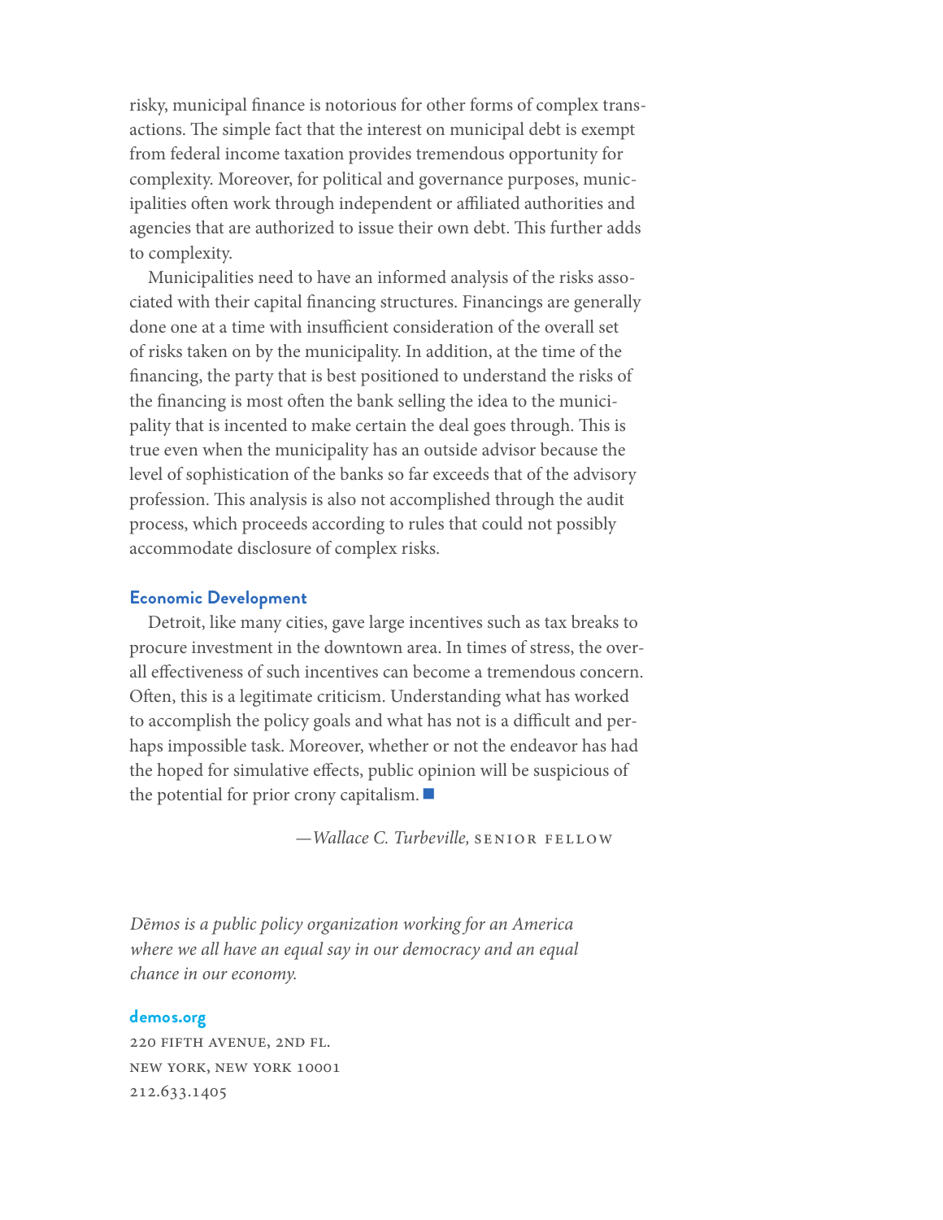risky, municipal finance is notorious for other forms of complex transactions. The simple fact that the interest on municipal debt is exempt from federal income taxation provides tremendous opportunity for complexity. Moreover, for political and governance purposes, municipalities often work through independent or affiliated authorities and agencies that are authorized to issue their own debt. This further adds to complexity.

Municipalities need to have an informed analysis of the risks associated with their capital financing structures. Financings are generally done one at a time with insufficient consideration of the overall set of risks taken on by the municipality. In addition, at the time of the financing, the party that is best positioned to understand the risks of the financing is most often the bank selling the idea to the municipality that is incented to make certain the deal goes through. This is true even when the municipality has an outside advisor because the level of sophistication of the banks so far exceeds that of the advisory profession. This analysis is also not accomplished through the audit process, which proceeds according to rules that could not possibly accommodate disclosure of complex risks.

### Economic Development

Detroit, like many cities, gave large incentives such as tax breaks to procure investment in the downtown area. In times of stress, the overall effectiveness of such incentives can become a tremendous concern. Often, this is a legitimate criticism. Understanding what has worked to accomplish the policy goals and what has not is a difficult and perhaps impossible task. Moreover, whether or not the endeavor has had the hoped for simulative effects, public opinion will be suspicious of the potential for prior crony capitalism. ■

—*Wallace C. Turbeville,* SENIOR FELLOW

*Dēmos is a public policy organization working for an America where we all have an equal say in our democracy and an equal chance in our economy.*

**demos.org**

220 FIFTH AVENUE, 2ND FL.
NEW YORK, NEW YORK 10001
212.633.1405